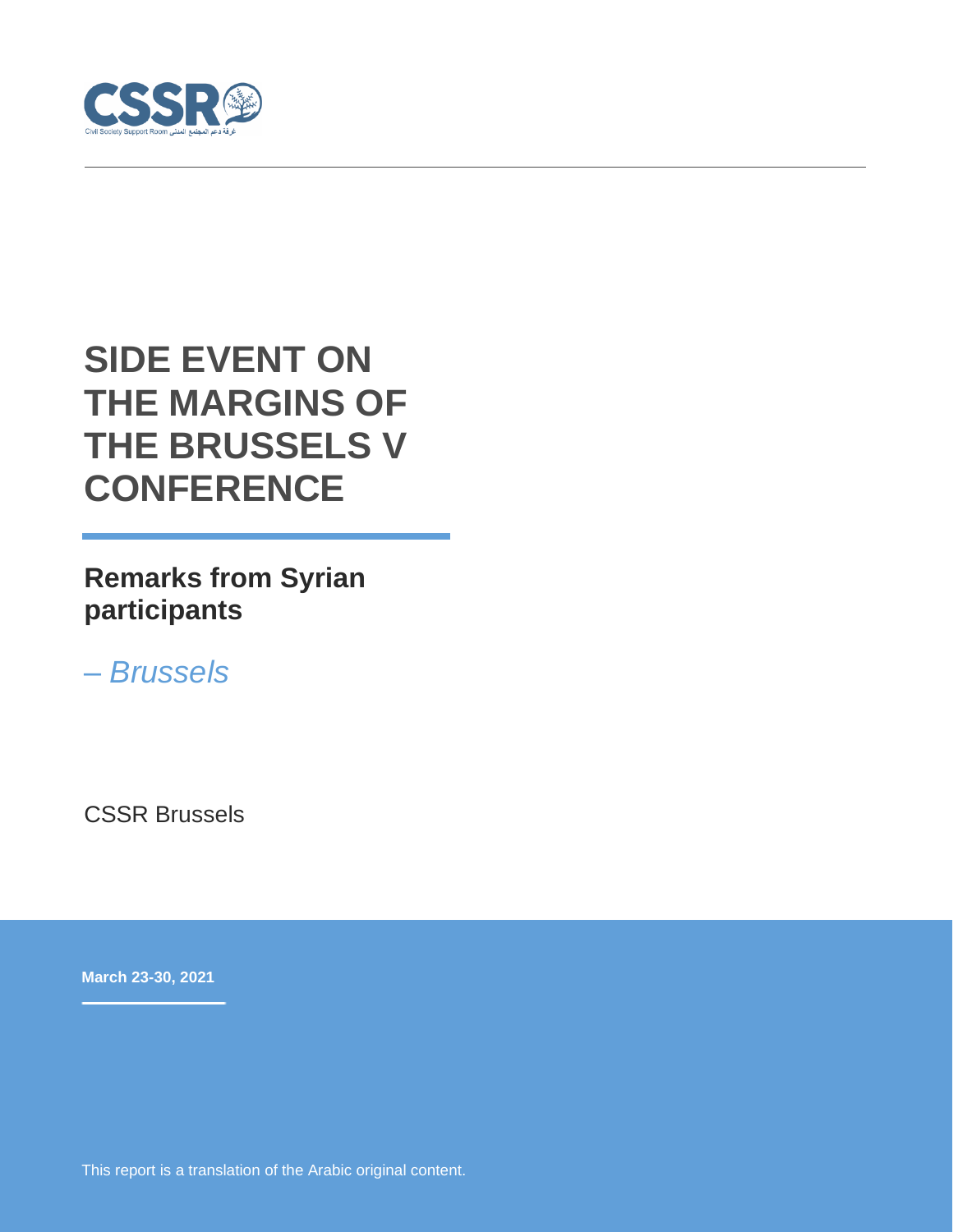CSSR

Civil Society Support Room غرفة دعم المجتمع المدني

# SIDE EVENT ON THE MARGINS OF THE BRUSSELS V CONFERENCE

## Remarks from Syrian participants

*– Brussels*

CSSR Brussels

**March 23-30, 2021**

This report is a translation of the Arabic original content.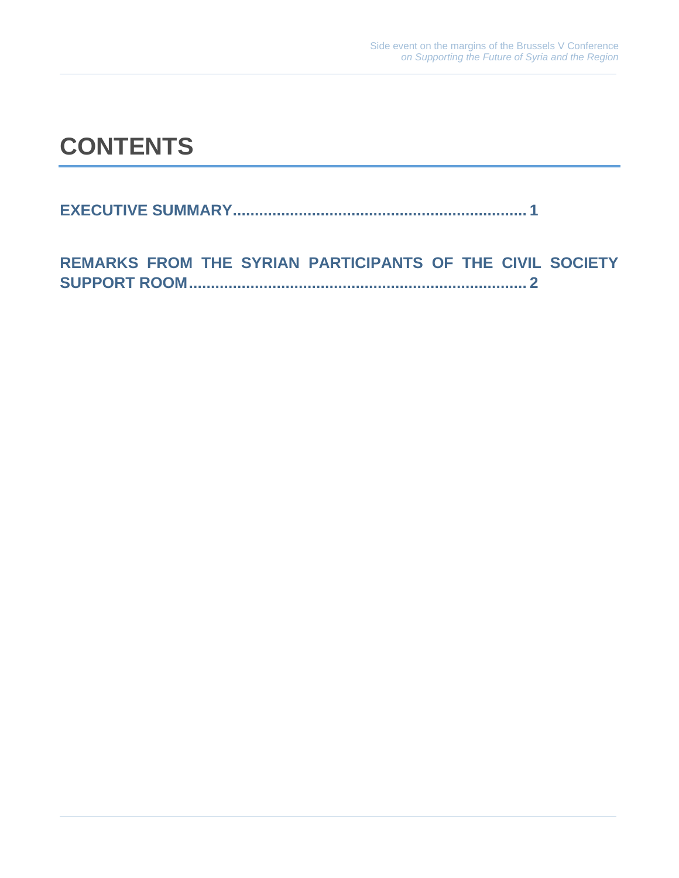# CONTENTS

**EXECUTIVE SUMMARY................................................................. 1**

**REMARKS FROM THE SYRIAN PARTICIPANTS OF THE CIVIL SOCIETY SUPPORT ROOM.......................................................................... 2**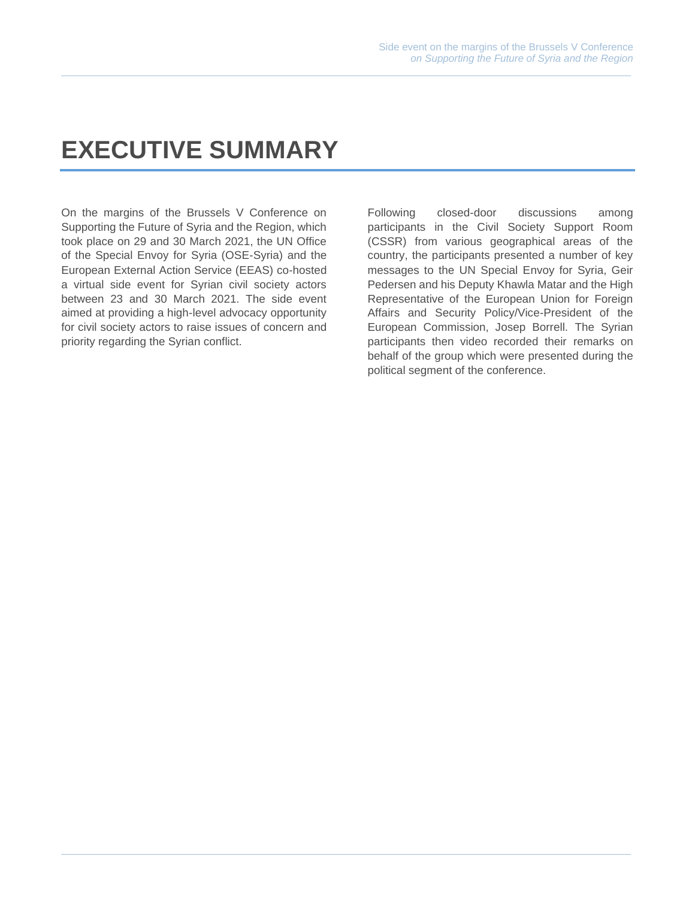# EXECUTIVE SUMMARY

On the margins of the Brussels V Conference on Supporting the Future of Syria and the Region, which took place on 29 and 30 March 2021, the UN Office of the Special Envoy for Syria (OSE-Syria) and the European External Action Service (EEAS) co-hosted a virtual side event for Syrian civil society actors between 23 and 30 March 2021. The side event aimed at providing a high-level advocacy opportunity for civil society actors to raise issues of concern and priority regarding the Syrian conflict.

Following closed-door discussions among participants in the Civil Society Support Room (CSSR) from various geographical areas of the country, the participants presented a number of key messages to the UN Special Envoy for Syria, Geir Pedersen and his Deputy Khawla Matar and the High Representative of the European Union for Foreign Affairs and Security Policy/Vice-President of the European Commission, Josep Borrell. The Syrian participants then video recorded their remarks on behalf of the group which were presented during the political segment of the conference.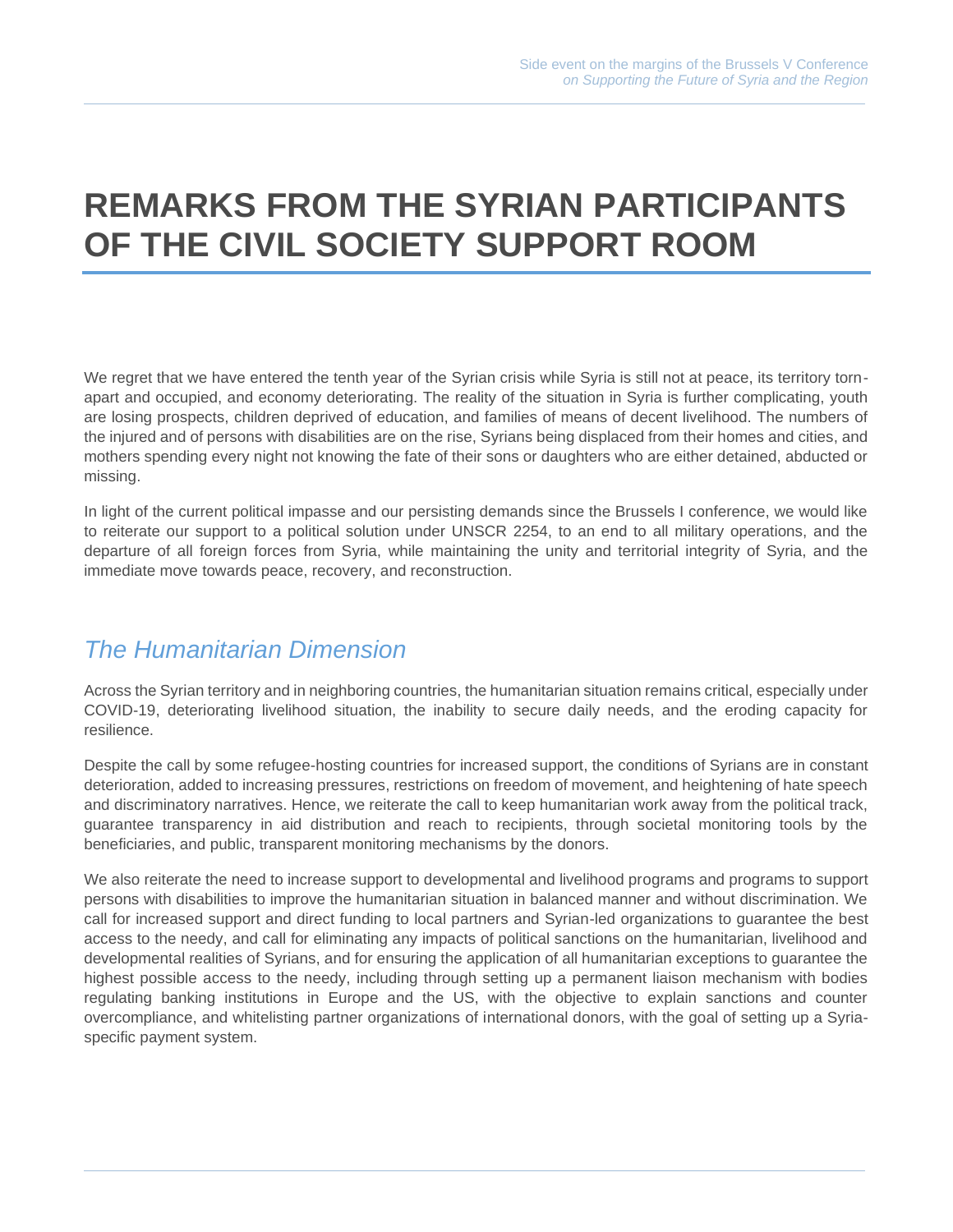# REMARKS FROM THE SYRIAN PARTICIPANTS OF THE CIVIL SOCIETY SUPPORT ROOM

We regret that we have entered the tenth year of the Syrian crisis while Syria is still not at peace, its territory torn-apart and occupied, and economy deteriorating. The reality of the situation in Syria is further complicating, youth are losing prospects, children deprived of education, and families of means of decent livelihood. The numbers of the injured and of persons with disabilities are on the rise, Syrians being displaced from their homes and cities, and mothers spending every night not knowing the fate of their sons or daughters who are either detained, abducted or missing.

In light of the current political impasse and our persisting demands since the Brussels I conference, we would like to reiterate our support to a political solution under UNSCR 2254, to an end to all military operations, and the departure of all foreign forces from Syria, while maintaining the unity and territorial integrity of Syria, and the immediate move towards peace, recovery, and reconstruction.

## *The Humanitarian Dimension*

Across the Syrian territory and in neighboring countries, the humanitarian situation remains critical, especially under COVID-19, deteriorating livelihood situation, the inability to secure daily needs, and the eroding capacity for resilience.

Despite the call by some refugee-hosting countries for increased support, the conditions of Syrians are in constant deterioration, added to increasing pressures, restrictions on freedom of movement, and heightening of hate speech and discriminatory narratives. Hence, we reiterate the call to keep humanitarian work away from the political track, guarantee transparency in aid distribution and reach to recipients, through societal monitoring tools by the beneficiaries, and public, transparent monitoring mechanisms by the donors.

We also reiterate the need to increase support to developmental and livelihood programs and programs to support persons with disabilities to improve the humanitarian situation in balanced manner and without discrimination. We call for increased support and direct funding to local partners and Syrian-led organizations to guarantee the best access to the needy, and call for eliminating any impacts of political sanctions on the humanitarian, livelihood and developmental realities of Syrians, and for ensuring the application of all humanitarian exceptions to guarantee the highest possible access to the needy, including through setting up a permanent liaison mechanism with bodies regulating banking institutions in Europe and the US, with the objective to explain sanctions and counter overcompliance, and whitelisting partner organizations of international donors, with the goal of setting up a Syria-specific payment system.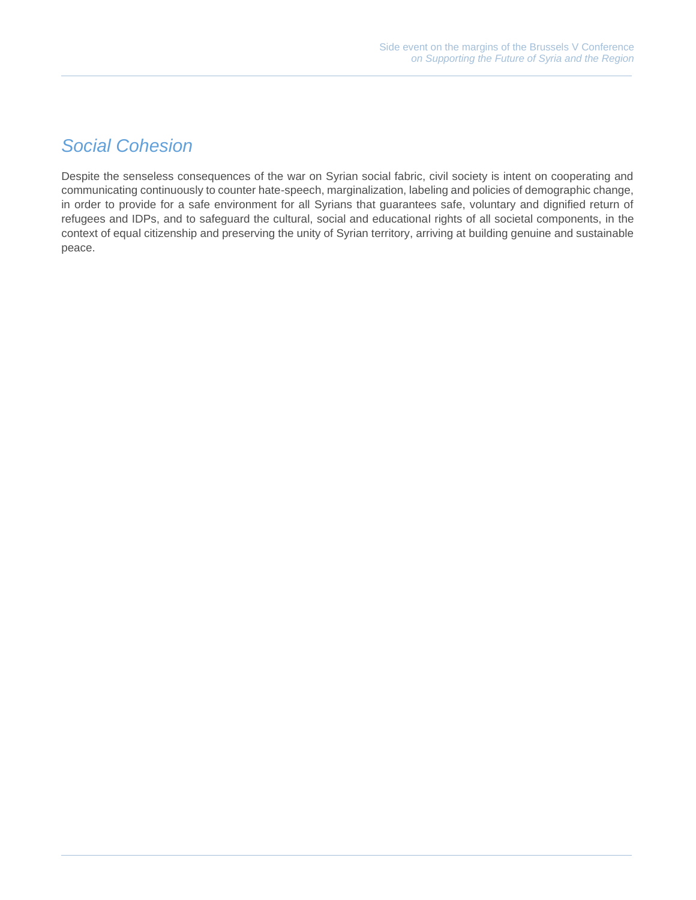## *Social Cohesion*

Despite the senseless consequences of the war on Syrian social fabric, civil society is intent on cooperating and communicating continuously to counter hate-speech, marginalization, labeling and policies of demographic change, in order to provide for a safe environment for all Syrians that guarantees safe, voluntary and dignified return of refugees and IDPs, and to safeguard the cultural, social and educational rights of all societal components, in the context of equal citizenship and preserving the unity of Syrian territory, arriving at building genuine and sustainable peace.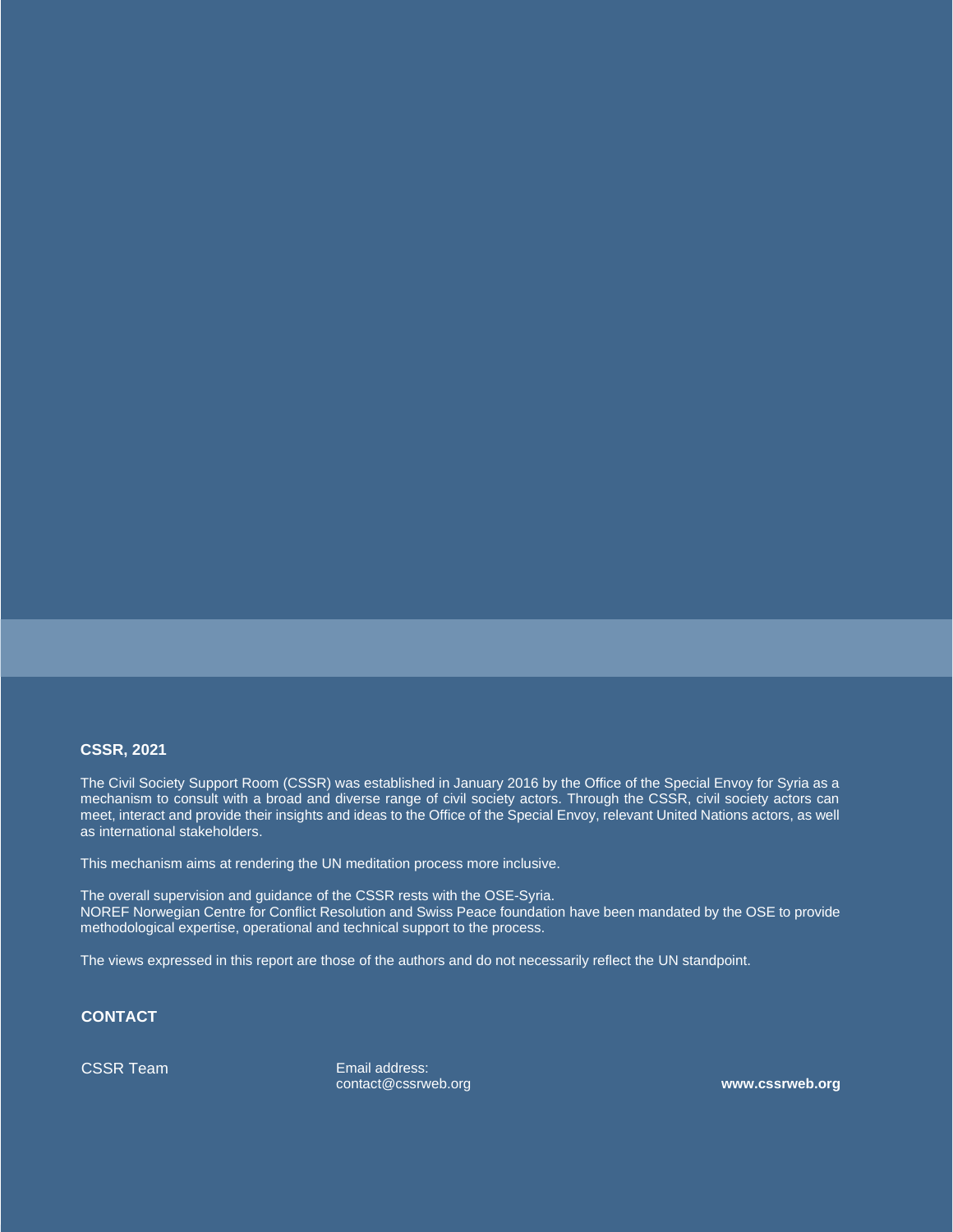**CSSR, 2021**

The Civil Society Support Room (CSSR) was established in January 2016 by the Office of the Special Envoy for Syria as a mechanism to consult with a broad and diverse range of civil society actors. Through the CSSR, civil society actors can meet, interact and provide their insights and ideas to the Office of the Special Envoy, relevant United Nations actors, as well as international stakeholders.

This mechanism aims at rendering the UN meditation process more inclusive.

The overall supervision and guidance of the CSSR rests with the OSE-Syria.
NOREF Norwegian Centre for Conflict Resolution and Swiss Peace foundation have been mandated by the OSE to provide methodological expertise, operational and technical support to the process.

The views expressed in this report are those of the authors and do not necessarily reflect the UN standpoint.

**CONTACT**

CSSR Team

Email address:
contact@cssrweb.org

**www.cssrweb.org**